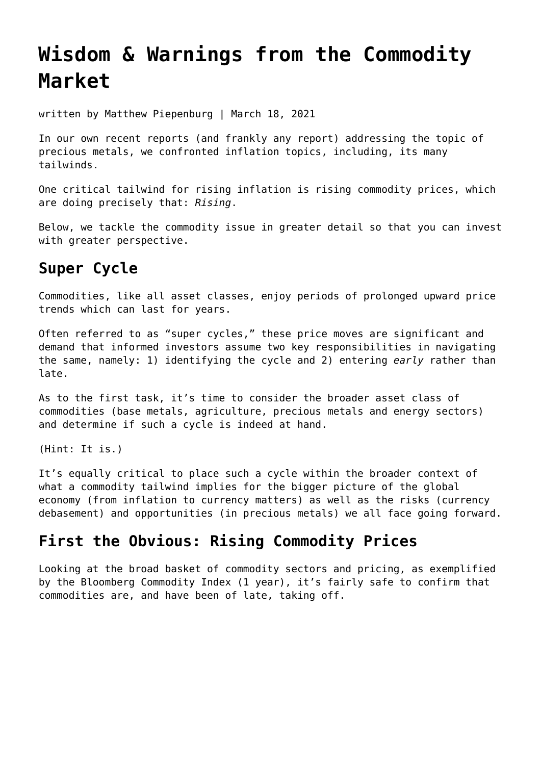# Wisdom & Warnings from the Commodity Market

written by Matthew Piepenburg | March 18, 2021

In our own recent reports (and frankly any report) addressing the topic of precious metals, we confronted inflation topics, including, its many tailwinds.

One critical tailwind for rising inflation is rising commodity prices, which are doing precisely that: *Rising*.

Below, we tackle the commodity issue in greater detail so that you can invest with greater perspective.

## Super Cycle

Commodities, like all asset classes, enjoy periods of prolonged upward price trends which can last for years.

Often referred to as "super cycles," these price moves are significant and demand that informed investors assume two key responsibilities in navigating the same, namely: 1) identifying the cycle and 2) entering *early* rather than late.

As to the first task, it's time to consider the broader asset class of commodities (base metals, agriculture, precious metals and energy sectors) and determine if such a cycle is indeed at hand.

(Hint: It is.)

It's equally critical to place such a cycle within the broader context of what a commodity tailwind implies for the bigger picture of the global economy (from inflation to currency matters) as well as the risks (currency debasement) and opportunities (in precious metals) we all face going forward.

## First the Obvious: Rising Commodity Prices

Looking at the broad basket of commodity sectors and pricing, as exemplified by the Bloomberg Commodity Index (1 year), it's fairly safe to confirm that commodities are, and have been of late, taking off.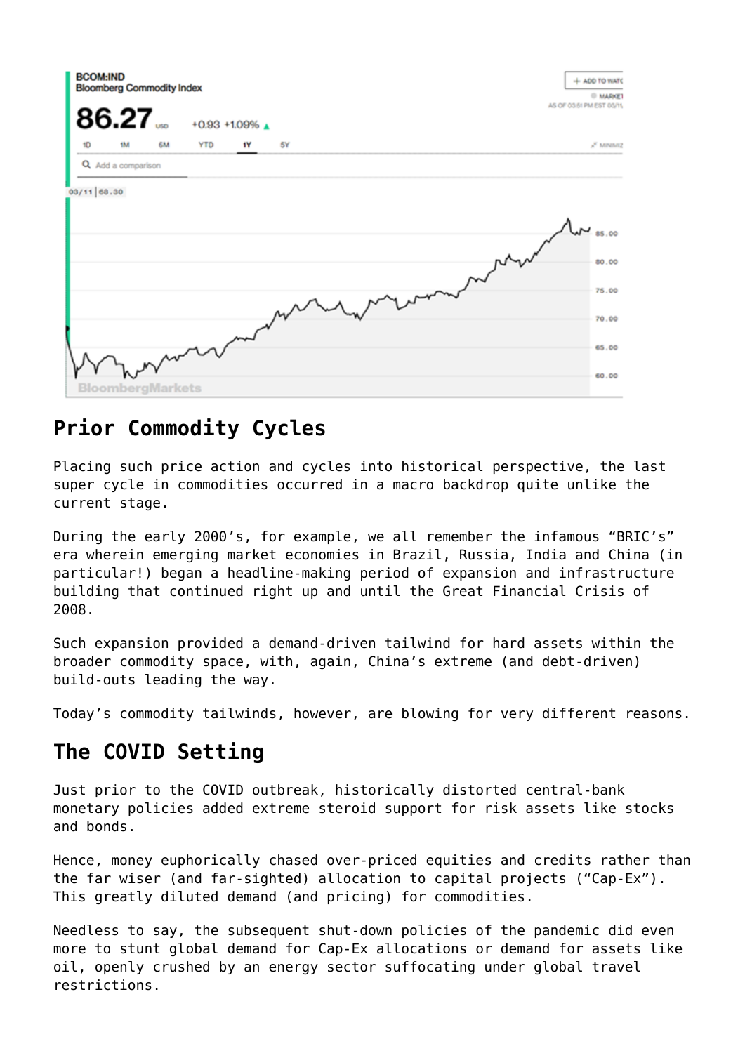BCOM:IND
Bloomberg Commodity Index
86.27 USD +0.93 +1.09%
1D 1M 6M YTD 1Y 5Y
Add a comparison
03/11 | 68.30
85.00
80.00
75.00
70.00
65.00
60.00
BloombergMarkets

## Prior Commodity Cycles

Placing such price action and cycles into historical perspective, the last super cycle in commodities occurred in a macro backdrop quite unlike the current stage.

During the early 2000's, for example, we all remember the infamous "BRIC's" era wherein emerging market economies in Brazil, Russia, India and China (in particular!) began a headline-making period of expansion and infrastructure building that continued right up and until the Great Financial Crisis of 2008.

Such expansion provided a demand-driven tailwind for hard assets within the broader commodity space, with, again, China's extreme (and debt-driven) build-outs leading the way.

Today's commodity tailwinds, however, are blowing for very different reasons.

## The COVID Setting

Just prior to the COVID outbreak, historically distorted central-bank monetary policies added extreme steroid support for risk assets like stocks and bonds.

Hence, money euphorically chased over-priced equities and credits rather than the far wiser (and far-sighted) allocation to capital projects ("Cap-Ex"). This greatly diluted demand (and pricing) for commodities.

Needless to say, the subsequent shut-down policies of the pandemic did even more to stunt global demand for Cap-Ex allocations or demand for assets like oil, openly crushed by an energy sector suffocating under global travel restrictions.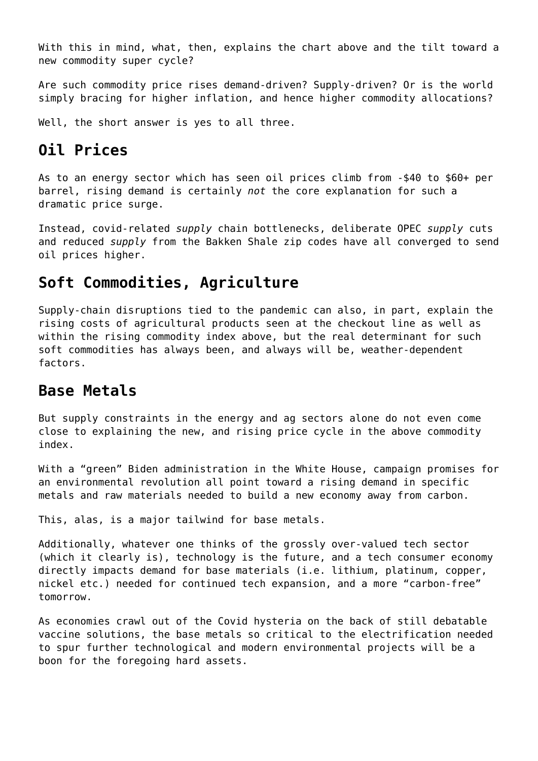With this in mind, what, then, explains the chart above and the tilt toward a new commodity super cycle?

Are such commodity price rises demand-driven? Supply-driven? Or is the world simply bracing for higher inflation, and hence higher commodity allocations?

Well, the short answer is yes to all three.

## Oil Prices

As to an energy sector which has seen oil prices climb from -$40 to $60+ per barrel, rising demand is certainly *not* the core explanation for such a dramatic price surge.

Instead, covid-related *supply* chain bottlenecks, deliberate OPEC *supply* cuts and reduced *supply* from the Bakken Shale zip codes have all converged to send oil prices higher.

## Soft Commodities, Agriculture

Supply-chain disruptions tied to the pandemic can also, in part, explain the rising costs of agricultural products seen at the checkout line as well as within the rising commodity index above, but the real determinant for such soft commodities has always been, and always will be, weather-dependent factors.

## Base Metals

But supply constraints in the energy and ag sectors alone do not even come close to explaining the new, and rising price cycle in the above commodity index.

With a “green” Biden administration in the White House, campaign promises for an environmental revolution all point toward a rising demand in specific metals and raw materials needed to build a new economy away from carbon.

This, alas, is a major tailwind for base metals.

Additionally, whatever one thinks of the grossly over-valued tech sector (which it clearly is), technology is the future, and a tech consumer economy directly impacts demand for base materials (i.e. lithium, platinum, copper, nickel etc.) needed for continued tech expansion, and a more “carbon-free” tomorrow.

As economies crawl out of the Covid hysteria on the back of still debatable vaccine solutions, the base metals so critical to the electrification needed to spur further technological and modern environmental projects will be a boon for the foregoing hard assets.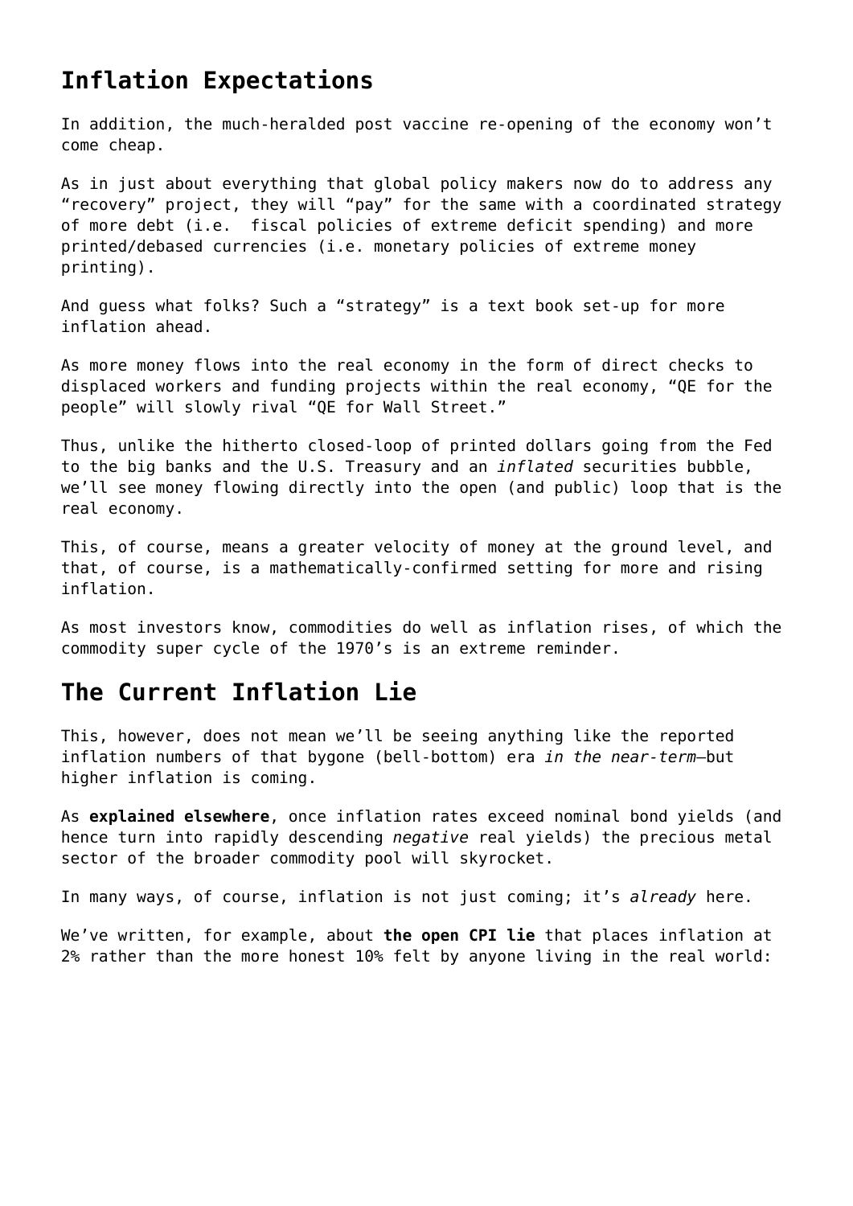## Inflation Expectations

In addition, the much-heralded post vaccine re-opening of the economy won't come cheap.

As in just about everything that global policy makers now do to address any "recovery" project, they will "pay" for the same with a coordinated strategy of more debt (i.e.  fiscal policies of extreme deficit spending) and more printed/debased currencies (i.e. monetary policies of extreme money printing).

And guess what folks? Such a "strategy" is a text book set-up for more inflation ahead.

As more money flows into the real economy in the form of direct checks to displaced workers and funding projects within the real economy, "QE for the people" will slowly rival "QE for Wall Street."

Thus, unlike the hitherto closed-loop of printed dollars going from the Fed to the big banks and the U.S. Treasury and an *inflated* securities bubble, we'll see money flowing directly into the open (and public) loop that is the real economy.

This, of course, means a greater velocity of money at the ground level, and that, of course, is a mathematically-confirmed setting for more and rising inflation.

As most investors know, commodities do well as inflation rises, of which the commodity super cycle of the 1970's is an extreme reminder.

## The Current Inflation Lie

This, however, does not mean we'll be seeing anything like the reported inflation numbers of that bygone (bell-bottom) era *in the near-term*—but higher inflation is coming.

As **explained elsewhere**, once inflation rates exceed nominal bond yields (and hence turn into rapidly descending *negative* real yields) the precious metal sector of the broader commodity pool will skyrocket.

In many ways, of course, inflation is not just coming; it's *already* here.

We've written, for example, about **the open CPI lie** that places inflation at 2% rather than the more honest 10% felt by anyone living in the real world: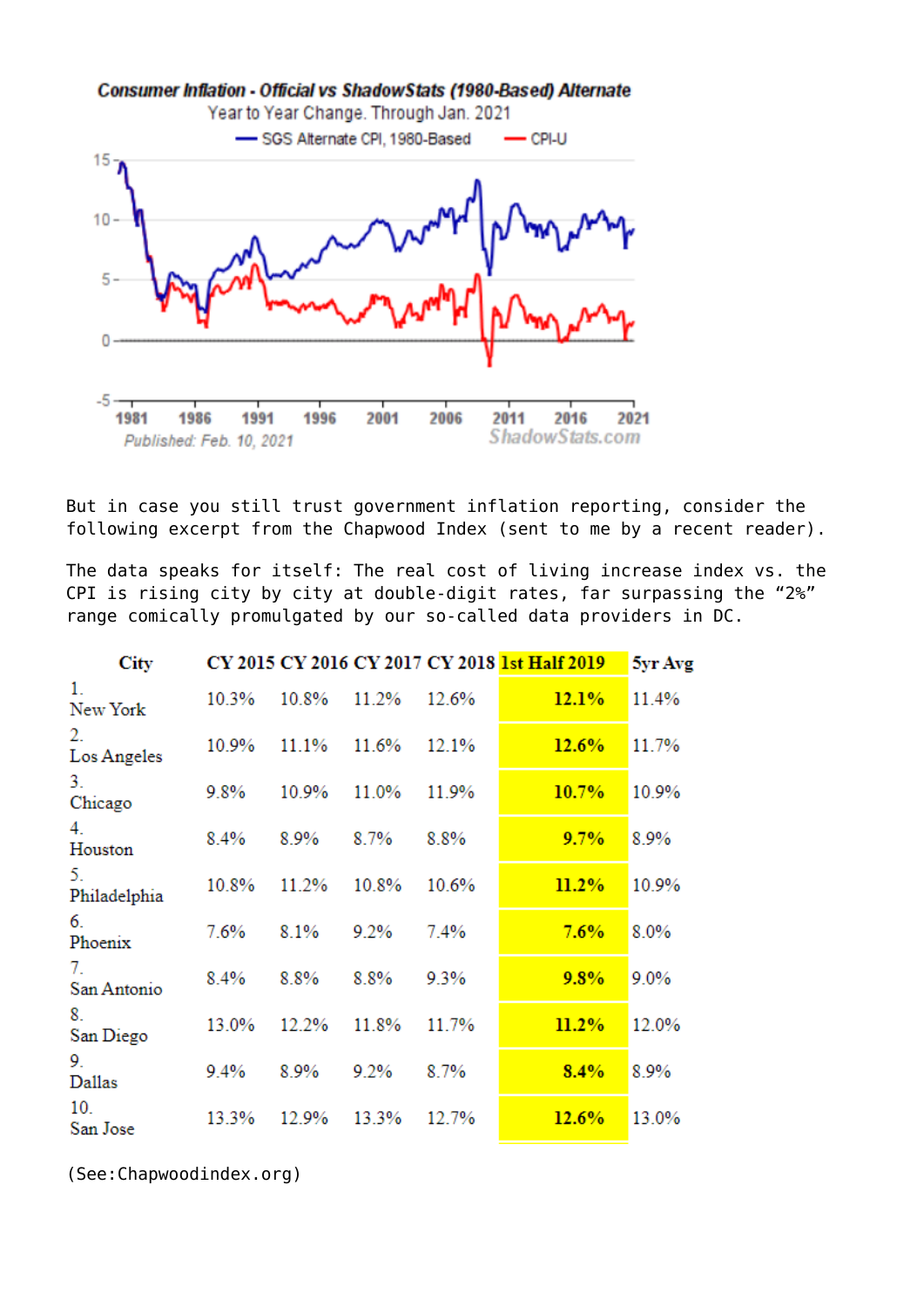Consumer Inflation - Official vs ShadowStats (1980-Based) Alternate

Year to Year Change. Through Jan. 2021

SGS Alternate CPI, 1980-Based

CPI-U

15

10

5

0

-5

1981 1986 1991 1996 2001 2006 2011 2016 2021

Published: Feb. 10, 2021

ShadowStats.com

But in case you still trust government inflation reporting, consider the following excerpt from the Chapwood Index (sent to me by a recent reader).

The data speaks for itself: The real cost of living increase index vs. the CPI is rising city by city at double-digit rates, far surpassing the "2%" range comically promulgated by our so-called data providers in DC.

| City | CY 2015 | CY 2016 | CY 2017 | CY 2018 | 1st Half 2019 | 5yr Avg |
|---|---|---|---|---|---|---|
| 1. New York | 10.3% | 10.8% | 11.2% | 12.6% | **12.1%** | 11.4% |
| 2. Los Angeles | 10.9% | 11.1% | 11.6% | 12.1% | **12.6%** | 11.7% |
| 3. Chicago | 9.8% | 10.9% | 11.0% | 11.9% | **10.7%** | 10.9% |
| 4. Houston | 8.4% | 8.9% | 8.7% | 8.8% | **9.7%** | 8.9% |
| 5. Philadelphia | 10.8% | 11.2% | 10.8% | 10.6% | **11.2%** | 10.9% |
| 6. Phoenix | 7.6% | 8.1% | 9.2% | 7.4% | **7.6%** | 8.0% |
| 7. San Antonio | 8.4% | 8.8% | 8.8% | 9.3% | **9.8%** | 9.0% |
| 8. San Diego | 13.0% | 12.2% | 11.8% | 11.7% | **11.2%** | 12.0% |
| 9. Dallas | 9.4% | 8.9% | 9.2% | 8.7% | **8.4%** | 8.9% |
| 10. San Jose | 13.3% | 12.9% | 13.3% | 12.7% | **12.6%** | 13.0% |

(See:Chapwoodindex.org)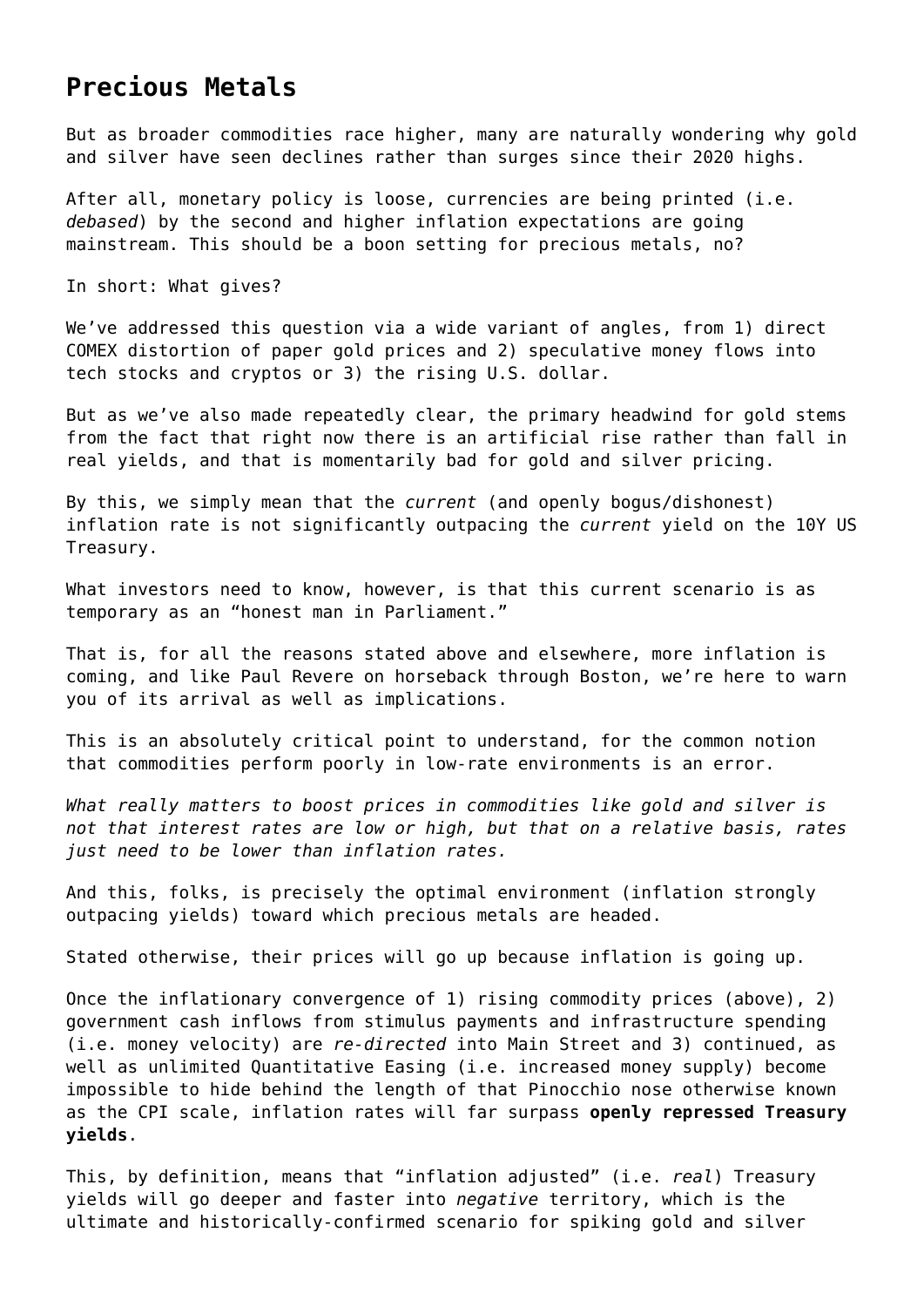## Precious Metals

But as broader commodities race higher, many are naturally wondering why gold and silver have seen declines rather than surges since their 2020 highs.

After all, monetary policy is loose, currencies are being printed (i.e. *debased*) by the second and higher inflation expectations are going mainstream. This should be a boon setting for precious metals, no?

In short: What gives?

We've addressed this question via a wide variant of angles, from 1) direct COMEX distortion of paper gold prices and 2) speculative money flows into tech stocks and cryptos or 3) the rising U.S. dollar.

But as we've also made repeatedly clear, the primary headwind for gold stems from the fact that right now there is an artificial rise rather than fall in real yields, and that is momentarily bad for gold and silver pricing.

By this, we simply mean that the *current* (and openly bogus/dishonest) inflation rate is not significantly outpacing the *current* yield on the 10Y US Treasury.

What investors need to know, however, is that this current scenario is as temporary as an "honest man in Parliament."

That is, for all the reasons stated above and elsewhere, more inflation is coming, and like Paul Revere on horseback through Boston, we're here to warn you of its arrival as well as implications.

This is an absolutely critical point to understand, for the common notion that commodities perform poorly in low-rate environments is an error.

*What really matters to boost prices in commodities like gold and silver is not that interest rates are low or high, but that on a relative basis, rates just need to be lower than inflation rates.*

And this, folks, is precisely the optimal environment (inflation strongly outpacing yields) toward which precious metals are headed.

Stated otherwise, their prices will go up because inflation is going up.

Once the inflationary convergence of 1) rising commodity prices (above), 2) government cash inflows from stimulus payments and infrastructure spending (i.e. money velocity) are *re-directed* into Main Street and 3) continued, as well as unlimited Quantitative Easing (i.e. increased money supply) become impossible to hide behind the length of that Pinocchio nose otherwise known as the CPI scale, inflation rates will far surpass **openly repressed Treasury yields**.

This, by definition, means that "inflation adjusted" (i.e. *real*) Treasury yields will go deeper and faster into *negative* territory, which is the ultimate and historically-confirmed scenario for spiking gold and silver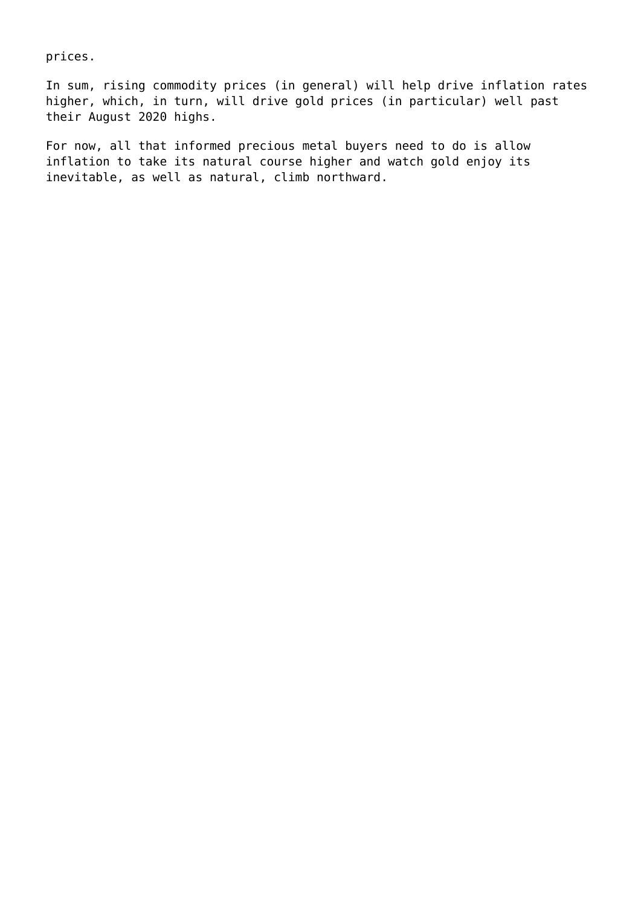prices.

In sum, rising commodity prices (in general) will help drive inflation rates higher, which, in turn, will drive gold prices (in particular) well past their August 2020 highs.

For now, all that informed precious metal buyers need to do is allow inflation to take its natural course higher and watch gold enjoy its inevitable, as well as natural, climb northward.